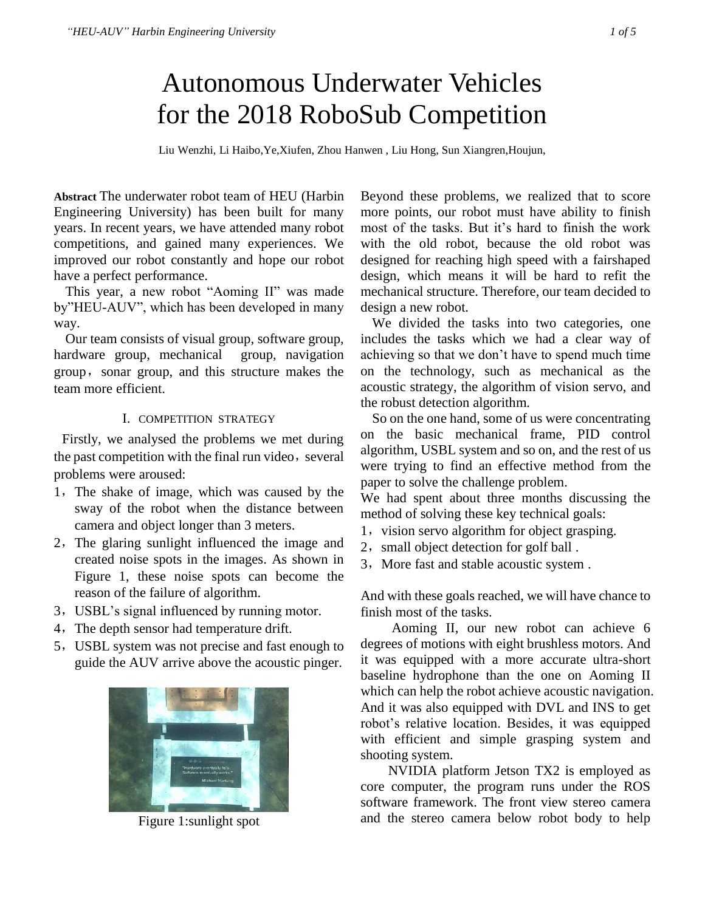# Autonomous Underwater Vehicles for the 2018 RoboSub Competition

Liu Wenzhi, Li Haibo,Ye,Xiufen, Zhou Hanwen , Liu Hong, Sun Xiangren,Houjun,

**Abstract** The underwater robot team of HEU (Harbin Engineering University) has been built for many years. In recent years, we have attended many robot competitions, and gained many experiences. We improved our robot constantly and hope our robot have a perfect performance.

This year, a new robot "Aoming II" was made by"HEU-AUV", which has been developed in many way.

Our team consists of visual group, software group, hardware group, mechanical group, navigation group，sonar group, and this structure makes the team more efficient.

## I. COMPETITION STRATEGY

Firstly, we analysed the problems we met during the past competition with the final run video，several problems were aroused:

1，The shake of image, which was caused by the sway of the robot when the distance between camera and object longer than 3 meters.
2，The glaring sunlight influenced the image and created noise spots in the images. As shown in Figure 1, these noise spots can become the reason of the failure of algorithm.
3，USBL's signal influenced by running motor.
4，The depth sensor had temperature drift.
5，USBL system was not precise and fast enough to guide the AUV arrive above the acoustic pinger.

Figure 1:sunlight spot

Beyond these problems, we realized that to score more points, our robot must have ability to finish most of the tasks. But it's hard to finish the work with the old robot, because the old robot was designed for reaching high speed with a fairshaped design, which means it will be hard to refit the mechanical structure. Therefore, our team decided to design a new robot.

We divided the tasks into two categories, one includes the tasks which we had a clear way of achieving so that we don't have to spend much time on the technology, such as mechanical as the acoustic strategy, the algorithm of vision servo, and the robust detection algorithm.

So on the one hand, some of us were concentrating on the basic mechanical frame, PID control algorithm, USBL system and so on, and the rest of us were trying to find an effective method from the paper to solve the challenge problem.

We had spent about three months discussing the method of solving these key technical goals:

1，vision servo algorithm for object grasping.
2，small object detection for golf ball .
3，More fast and stable acoustic system .

And with these goals reached, we will have chance to finish most of the tasks.

Aoming II, our new robot can achieve 6 degrees of motions with eight brushless motors. And it was equipped with a more accurate ultra-short baseline hydrophone than the one on Aoming II which can help the robot achieve acoustic navigation. And it was also equipped with DVL and INS to get robot's relative location. Besides, it was equipped with efficient and simple grasping system and shooting system.

NVIDIA platform Jetson TX2 is employed as core computer, the program runs under the ROS software framework. The front view stereo camera and the stereo camera below robot body to help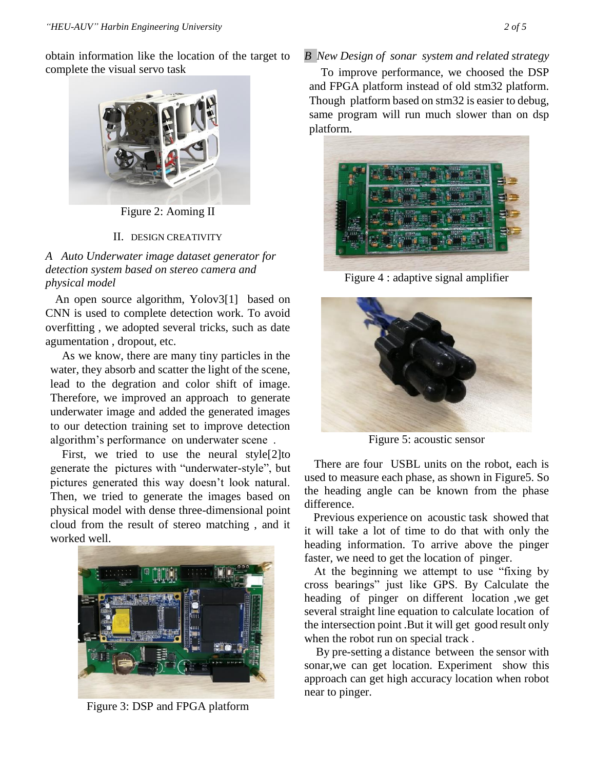obtain information like the location of the target to complete the visual servo task

Figure 2: Aoming II

## II. DESIGN CREATIVITY

### *A Auto Underwater image dataset generator for detection system based on stereo camera and physical model*

An open source algorithm, Yolov3[1] based on CNN is used to complete detection work. To avoid overfitting , we adopted several tricks, such as date agumentation , dropout, etc.

As we know, there are many tiny particles in the water, they absorb and scatter the light of the scene, lead to the degration and color shift of image. Therefore, we improved an approach to generate underwater image and added the generated images to our detection training set to improve detection algorithm's performance on underwater scene .

First, we tried to use the neural style[2]to generate the pictures with "underwater-style", but pictures generated this way doesn't look natural. Then, we tried to generate the images based on physical model with dense three-dimensional point cloud from the result of stereo matching , and it worked well.

Figure 3: DSP and FPGA platform

### *B New Design of sonar system and related strategy*

To improve performance, we choosed the DSP and FPGA platform instead of old stm32 platform. Though platform based on stm32 is easier to debug, same program will run much slower than on dsp platform.

Figure 4 : adaptive signal amplifier

Figure 5: acoustic sensor

There are four USBL units on the robot, each is used to measure each phase, as shown in Figure5. So the heading angle can be known from the phase difference.

Previous experience on acoustic task showed that it will take a lot of time to do that with only the heading information. To arrive above the pinger faster, we need to get the location of pinger.

At the beginning we attempt to use "fixing by cross bearings" just like GPS. By Calculate the heading of pinger on different location ,we get several straight line equation to calculate location of the intersection point .But it will get good result only when the robot run on special track .

By pre-setting a distance between the sensor with sonar,we can get location. Experiment show this approach can get high accuracy location when robot near to pinger.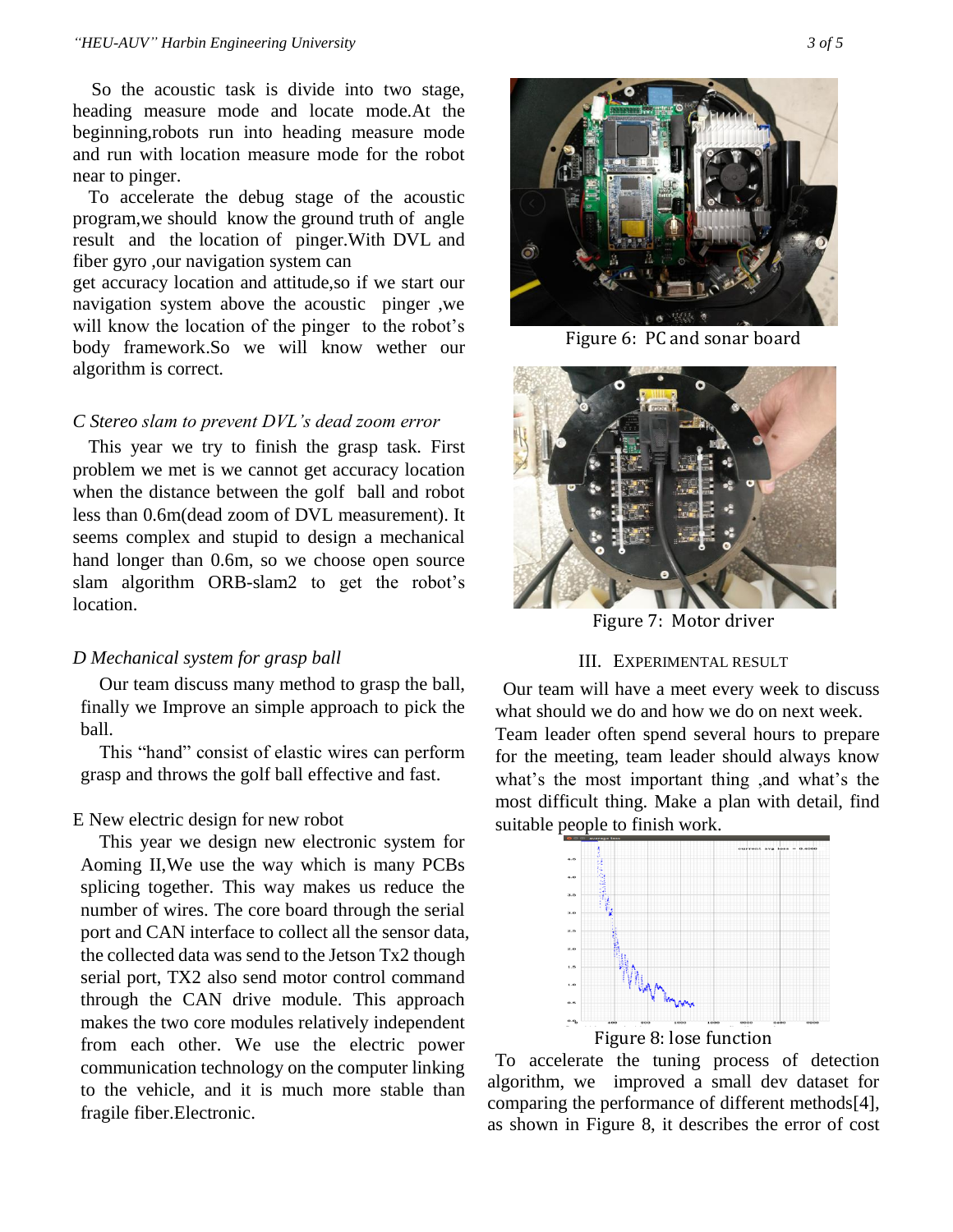So the acoustic task is divide into two stage, heading measure mode and locate mode.At the beginning,robots run into heading measure mode and run with location measure mode for the robot near to pinger.

To accelerate the debug stage of the acoustic program,we should know the ground truth of angle result and the location of pinger.With DVL and fiber gyro ,our navigation system can get accuracy location and attitude,so if we start our navigation system above the acoustic pinger ,we will know the location of the pinger to the robot's body framework.So we will know wether our algorithm is correct.

### *C Stereo slam to prevent DVL's dead zoom error*

This year we try to finish the grasp task. First problem we met is we cannot get accuracy location when the distance between the golf ball and robot less than 0.6m(dead zoom of DVL measurement). It seems complex and stupid to design a mechanical hand longer than 0.6m, so we choose open source slam algorithm ORB-slam2 to get the robot's location.

### *D Mechanical system for grasp ball*

Our team discuss many method to grasp the ball, finally we Improve an simple approach to pick the ball.

This "hand" consist of elastic wires can perform grasp and throws the golf ball effective and fast.

### E New electric design for new robot

This year we design new electronic system for Aoming II,We use the way which is many PCBs splicing together. This way makes us reduce the number of wires. The core board through the serial port and CAN interface to collect all the sensor data, the collected data was send to the Jetson Tx2 though serial port, TX2 also send motor control command through the CAN drive module. This approach makes the two core modules relatively independent from each other. We use the electric power communication technology on the computer linking to the vehicle, and it is much more stable than fragile fiber.Electronic.

Figure 6: PC and sonar board

Figure 7: Motor driver

## III. Experimental Result

Our team will have a meet every week to discuss what should we do and how we do on next week. Team leader often spend several hours to prepare for the meeting, team leader should always know what's the most important thing ,and what's the most difficult thing. Make a plan with detail, find suitable people to finish work.

Figure 8: lose function

To accelerate the tuning process of detection algorithm, we improved a small dev dataset for comparing the performance of different methods[4], as shown in Figure 8, it describes the error of cost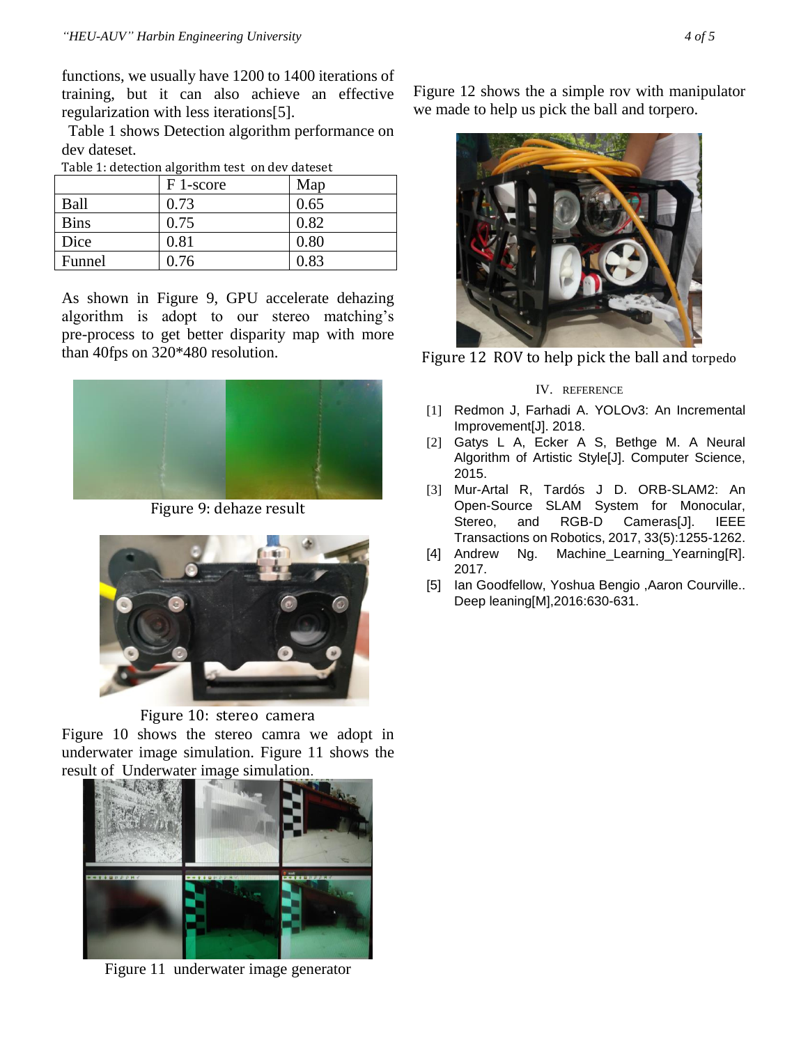functions, we usually have 1200 to 1400 iterations of training, but it can also achieve an effective regularization with less iterations[5].

Table 1 shows Detection algorithm performance on dev dateset.

Table 1: detection algorithm test on dev dateset

| | F 1-score | Map |
|---|---|---|
| Ball | 0.73 | 0.65 |
| Bins | 0.75 | 0.82 |
| Dice | 0.81 | 0.80 |
| Funnel | 0.76 | 0.83 |

As shown in Figure 9, GPU accelerate dehazing algorithm is adopt to our stereo matching's pre-process to get better disparity map with more than 40fps on 320*480 resolution.

Figure 9: dehaze result

Figure 10: stereo camera

Figure 10 shows the stereo camra we adopt in underwater image simulation. Figure 11 shows the result of Underwater image simulation.

Figure 11 underwater image generator

Figure 12 shows the a simple rov with manipulator we made to help us pick the ball and torpero.

Figure 12 ROV to help pick the ball and torpedo

## IV. REFERENCE

[1] Redmon J, Farhadi A. YOLOv3: An Incremental Improvement[J]. 2018.

[2] Gatys L A, Ecker A S, Bethge M. A Neural Algorithm of Artistic Style[J]. Computer Science, 2015.

[3] Mur-Artal R, Tardós J D. ORB-SLAM2: An Open-Source SLAM System for Monocular, Stereo, and RGB-D Cameras[J]. IEEE Transactions on Robotics, 2017, 33(5):1255-1262.

[4] Andrew Ng. Machine_Learning_Yearning[R]. 2017.

[5] Ian Goodfellow, Yoshua Bengio ,Aaron Courville.. Deep leaning[M],2016:630-631.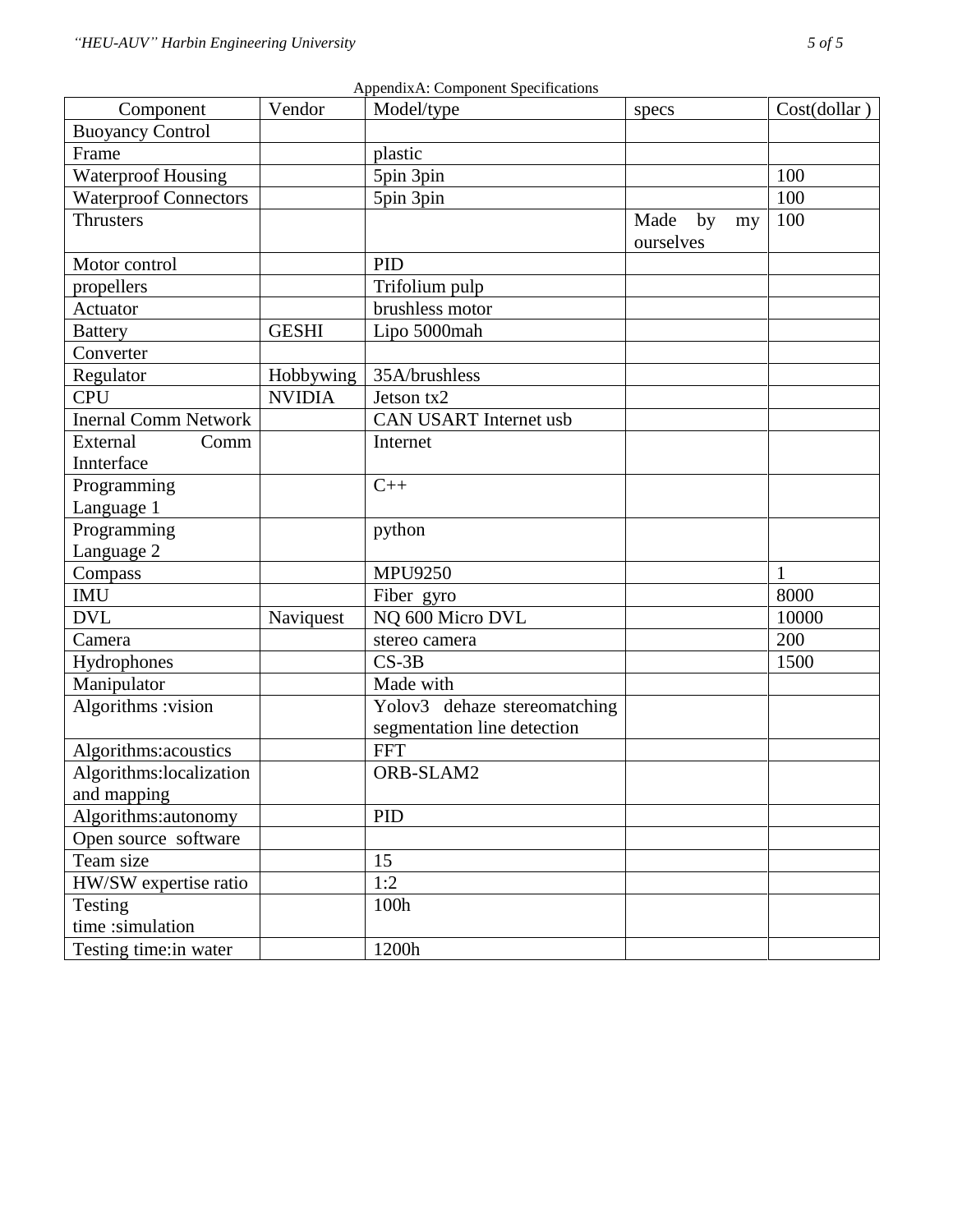AppendixA: Component Specifications

| Component | Vendor | Model/type | specs | Cost(dollar ) |
|---|---|---|---|---|
| Buoyancy Control | | | | |
| Frame | | plastic | | |
| Waterproof Housing | | 5pin 3pin | | 100 |
| Waterproof Connectors | | 5pin 3pin | | 100 |
| Thrusters | | | Made by my ourselves | 100 |
| Motor control | | PID | | |
| propellers | | Trifolium pulp | | |
| Actuator | | brushless motor | | |
| Battery | GESHI | Lipo 5000mah | | |
| Converter | | | | |
| Regulator | Hobbywing | 35A/brushless | | |
| CPU | NVIDIA | Jetson tx2 | | |
| Inernal Comm Network | | CAN USART Internet usb | | |
| External Comm Innterface | | Internet | | |
| Programming Language 1 | | C++ | | |
| Programming Language 2 | | python | | |
| Compass | | MPU9250 | | 1 |
| IMU | | Fiber gyro | | 8000 |
| DVL | Naviquest | NQ 600 Micro DVL | | 10000 |
| Camera | | stereo camera | | 200 |
| Hydrophones | | CS-3B | | 1500 |
| Manipulator | | Made with | | |
| Algorithms :vision | | Yolov3 dehaze stereomatching segmentation line detection | | |
| Algorithms:acoustics | | FFT | | |
| Algorithms:localization and mapping | | ORB-SLAM2 | | |
| Algorithms:autonomy | | PID | | |
| Open source software | | | | |
| Team size | | 15 | | |
| HW/SW expertise ratio | | 1:2 | | |
| Testing time :simulation | | 100h | | |
| Testing time:in water | | 1200h | | |